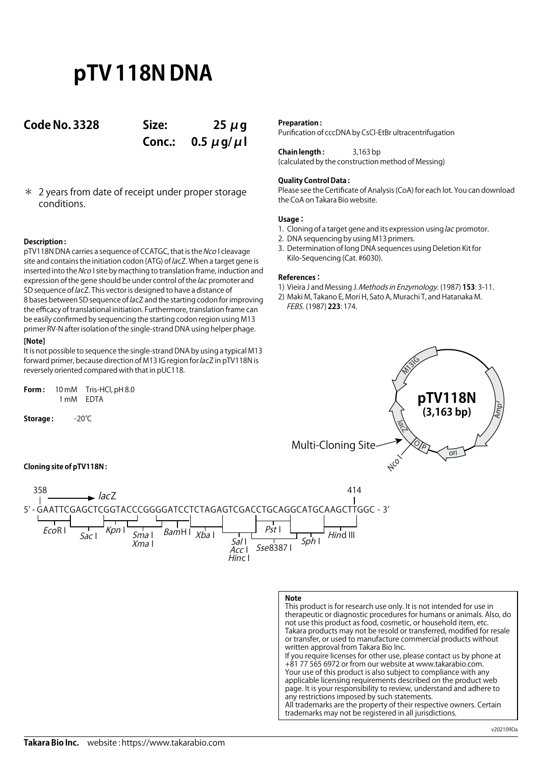# pTV 118N DNA

**Code No. 3328** **Size: 25 μg**
**Conc.: 0.5 μg/μl**

＊ 2 years from date of receipt under proper storage conditions.

**Description :**

pTV118N DNA carries a sequence of CCATGC, that is the *Nco* I cleavage site and contains the initiation codon (ATG) of *lac*Z. When a target gene is inserted into the *Nco* I site by macthing to translation frame, induction and expression of the gene should be under control of the *lac* promoter and SD sequence of *lac*Z. This vector is designed to have a distance of 8 bases between SD sequence of *lac*Z and the starting codon for improving the efficacy of translational initiation. Furthermore, translation frame can be easily confirmed by sequencing the starting codon region using M13 primer RV-N after isolation of the single-strand DNA using helper phage.

**[Note]**

It is not possible to sequence the single-strand DNA by using a typical M13 forward primer, because direction of M13 IG region for *lac*Z in pTV118N is reversely oriented compared with that in pUC118.

**Form :** 10 mM Tris-HCl, pH 8.0
1 mM EDTA

**Storage :** -20℃

**Preparation :**
Purification of cccDNA by CsCl-EtBr ultracentrifugation

**Chain length :** 3,163 bp
(calculated by the construction method of Messing)

**Quality Control Data :**
Please see the Certificate of Analysis (CoA) for each lot. You can download the CoA on Takara Bio website.

**Usage :**

1. Cloning of a target gene and its expression using *lac* promotor.
2. DNA sequencing by using M13 primers.
3. Determination of long DNA sequences using Deletion Kit for Kilo-Sequencing (Cat. #6030).

**References :**

1) Vieira J and Messing J. *Methods in Enzymology.* (1987) **153**: 3-11.
2) Maki M, Takano E, Mori H, Sato A, Murachi T, and Hatanaka M. *FEBS.* (1987) **223**: 174.

pTV118N (3,163 bp)
M13IG, Amp^r, ori, O/P, lacZ, Nco I, Multi-Cloning Site

**Cloning site of pTV118N :**

358 → *lac*Z ... 414

5' - GAATTCGAGCTCGGTACCCGGGGATCCTCTAGAGTCGACCTGCAGGCATGCAAGCTTGGC - 3'

*Eco*R I, *Sac* I, *Kpn* I, *Sma* I / *Xma* I, *Bam*H I, *Xba* I, *Sal* I / *Acc* I / *Hinc* I, *Pst* I, *Sse*8387 I, *Sph* I, *Hin*d III

**Note**
This product is for research use only. It is not intended for use in therapeutic or diagnostic procedures for humans or animals. Also, do not use this product as food, cosmetic, or household item, etc.
Takara products may not be resold or transferred, modified for resale or transfer, or used to manufacture commercial products without written approval from Takara Bio Inc.
If you require licenses for other use, please contact us by phone at +81 77 565 6972 or from our website at www.takarabio.com.
Your use of this product is also subject to compliance with any applicable licensing requirements described on the product web page. It is your responsibility to review, understand and adhere to any restrictions imposed by such statements.
All trademarks are the property of their respective owners. Certain trademarks may not be registered in all jurisdictions.

v202109Da

**Takara Bio Inc.** website : https://www.takarabio.com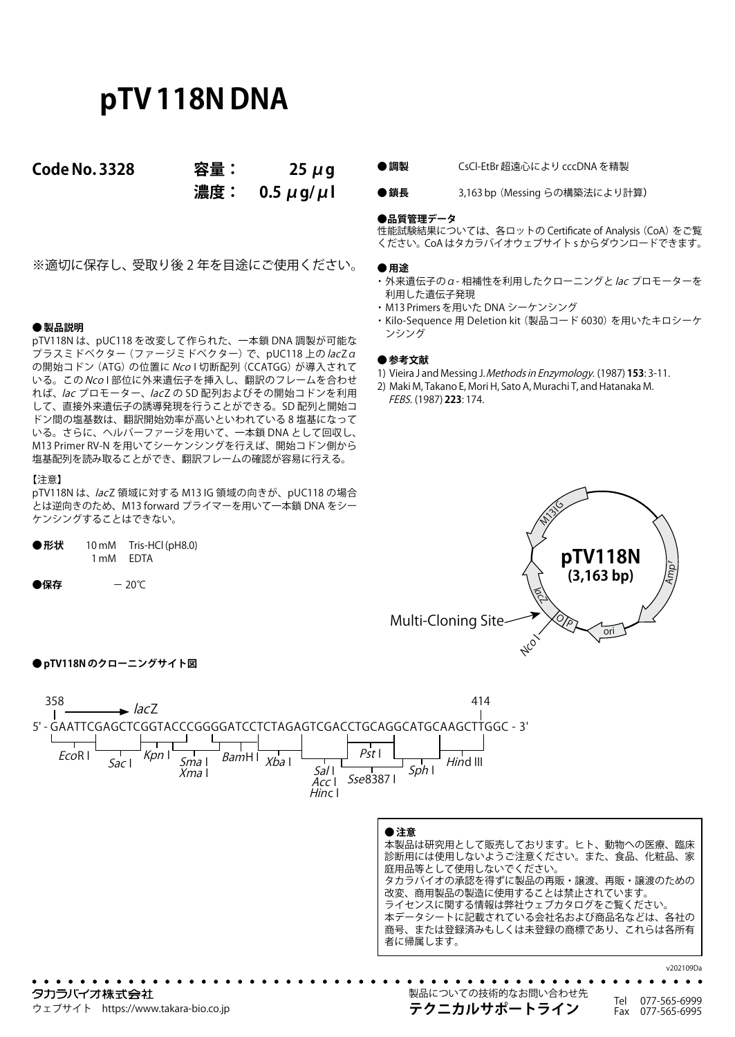# pTV 118N DNA

**Code No. 3328**　　**容量：　25 μg**
　　　　　　　　　　**濃度：　0.5 μg/μl**

※適切に保存し、受取り後 2 年を目途にご使用ください。

## ● 製品説明

pTV118N は、pUC118 を改変して作られた、一本鎖 DNA 調製が可能なプラスミドベクター（ファージミドベクター）で、pUC118 上の *lac*Z α の開始コドン（ATG）の位置に *Nco* I 切断配列（CCATGG）が導入されている。この *Nco* I 部位に外来遺伝子を挿入し、翻訳のフレームを合わせれば、*lac* プロモーター、*lac*Z の SD 配列およびその開始コドンを利用して、直接外来遺伝子の誘導発現を行うことができる。SD 配列と開始コドン間の塩基数は、翻訳開始効率が高いといわれている 8 塩基になっている。さらに、ヘルパーファージを用いて、一本鎖 DNA として回収し、M13 Primer RV-N を用いてシーケンシングを行えば、開始コドン側から塩基配列を読み取ることができ、翻訳フレームの確認が容易に行える。

【注意】
pTV118N は、*lac*Z 領域に対する M13 IG 領域の向きが、pUC118 の場合とは逆向きのため、M13 forward プライマーを用いて一本鎖 DNA をシーケンシングすることはできない。

**● 形状**　10 mM　Tris-HCl (pH8.0)
　　　　　1 mM　EDTA

**● 保存**　－ 20℃

**● 調製**　CsCl-EtBr 超遠心により cccDNA を精製

**● 鎖長**　3,163 bp（Messing らの構築法により計算）

**● 品質管理データ**
性能試験結果については、各ロットの Certificate of Analysis（CoA）をご覧ください。CoA はタカラバイオウェブサイトからダウンロードできます。

**● 用途**
- 外来遺伝子の α - 相補性を利用したクローニングと *lac* プロモーターを利用した遺伝子発現
- M13 Primers を用いた DNA シーケンシング
- Kilo-Sequence 用 Deletion kit（製品コード 6030）を用いたキロシーケンシング

**● 参考文献**
1) Vieira J and Messing J. *Methods in Enzymology.* (1987) **153**: 3-11.
2) Maki M, Takano E, Mori H, Sato A, Murachi T, and Hatanaka M. *FEBS.* (1987) **223**: 174.

pTV118N (3,163 bp)
M13IG
Amp^r
ori
O/P
*lac*Z
Multi-Cloning Site
*Nco* I

**● pTV118N のクローニングサイト図**

358 → *lac*Z　　　　　　　　　　　　　　　　　　414

5' - GAATTCGAGCTCGGTACCCGGGGATCCTCTAGAGTCGACCTGCAGGCATGCAAGCTTGGC - 3'

*Eco*R I　*Sac* I　*Kpn* I　*Sma* I / *Xma* I　*Bam*H I　*Xba* I　*Sal* I / *Acc* I / *Hinc* I　*Pst* I / *Sse*8387 I　*Sph* I　*Hin*d III

**● 注意**
本製品は研究用として販売しております。ヒト、動物への医療、臨床診断用には使用しないようご注意ください。また、食品、化粧品、家庭用品等として使用しないでください。
タカラバイオの承認を得ずに製品の再販・譲渡、再販・譲渡のための改変、商用製品の製造に使用することは禁止されています。
ライセンスに関する情報は弊社ウェブカタログをご覧ください。
本データシートに記載されている会社名および商品名などは、各社の商号、または登録済みもしくは未登録の商標であり、これらは各所有者に帰属します。

v202109Da

タカラバイオ株式会社
ウェブサイト　https://www.takara-bio.co.jp

製品についての技術的なお問い合わせ先
**テクニカルサポートライン**　Tel 077-565-6999　Fax 077-565-6995